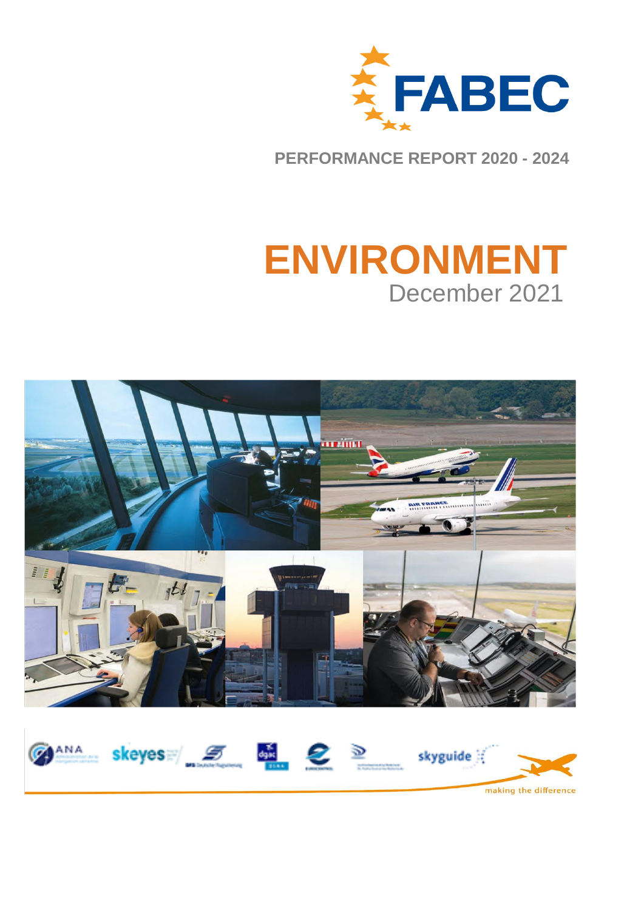# FABEC

PERFORMANCE REPORT 2020 - 2024

# ENVIRONMENT

December 2021

making the difference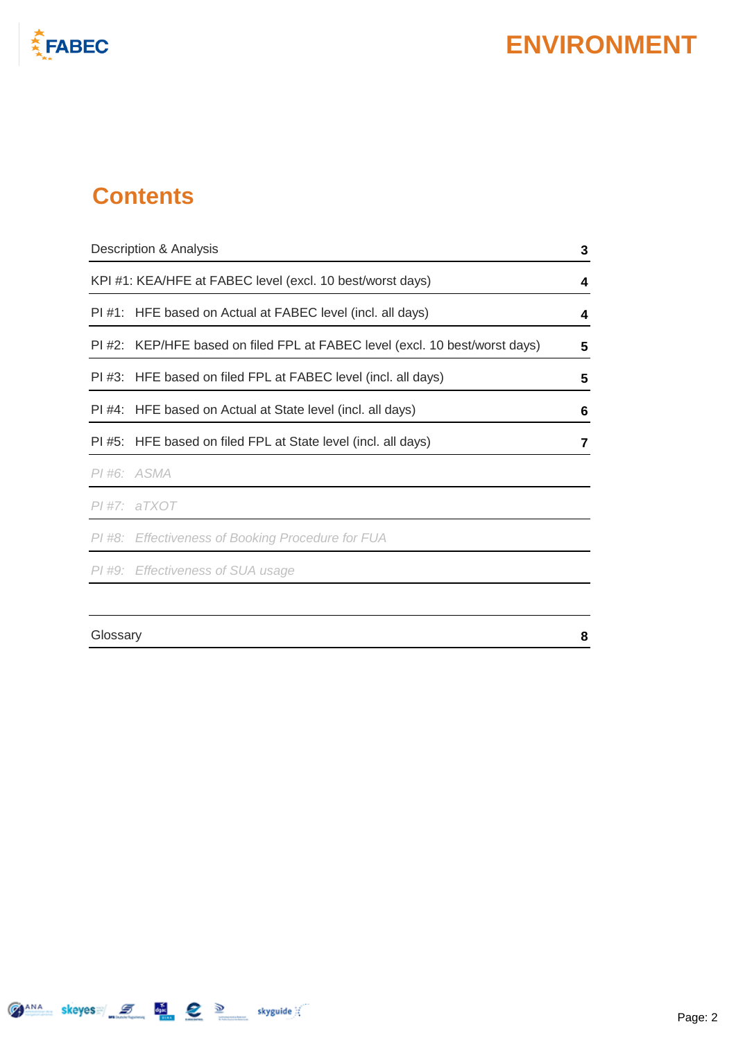# Contents

| | |
|---|---|
| Description & Analysis | 3 |
| KPI #1: KEA/HFE at FABEC level (excl. 10 best/worst days) | 4 |
| PI #1: HFE based on Actual at FABEC level (incl. all days) | 4 |
| PI #2: KEP/HFE based on filed FPL at FABEC level (excl. 10 best/worst days) | 5 |
| PI #3: HFE based on filed FPL at FABEC level (incl. all days) | 5 |
| PI #4: HFE based on Actual at State level (incl. all days) | 6 |
| PI #5: HFE based on filed FPL at State level (incl. all days) | 7 |
| *PI #6: ASMA* | |
| *PI #7: aTXOT* | |
| *PI #8: Effectiveness of Booking Procedure for FUA* | |
| *PI #9: Effectiveness of SUA usage* | |
| | |
| Glossary | 8 |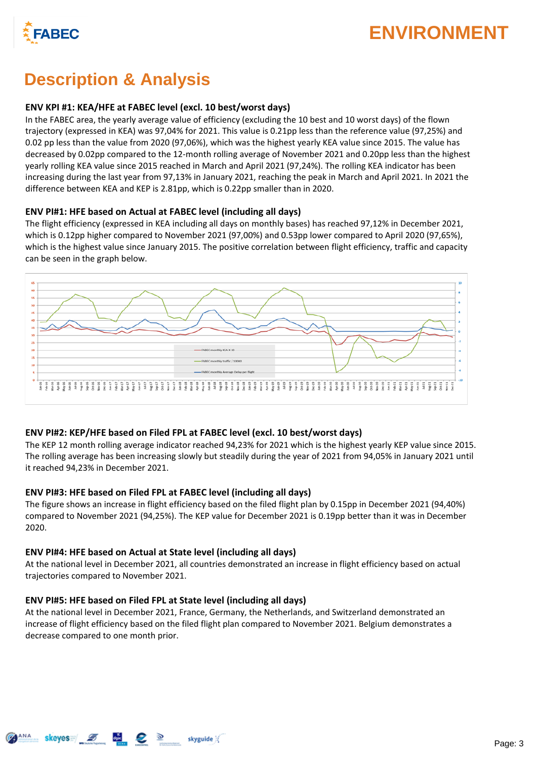# Description & Analysis

### ENV KPI #1: KEA/HFE at FABEC level (excl. 10 best/worst days)

In the FABEC area, the yearly average value of efficiency (excluding the 10 best and 10 worst days) of the flown trajectory (expressed in KEA) was 97,04% for 2021. This value is 0.21pp less than the reference value (97,25%) and 0.02 pp less than the value from 2020 (97,06%), which was the highest yearly KEA value since 2015. The value has decreased by 0.02pp compared to the 12-month rolling average of November 2021 and 0.20pp less than the highest yearly rolling KEA value since 2015 reached in March and April 2021 (97,24%). The rolling KEA indicator has been increasing during the last year from 97,13% in January 2021, reaching the peak in March and April 2021. In 2021 the difference between KEA and KEP is 2.81pp, which is 0.22pp smaller than in 2020.

### ENV PI#1: HFE based on Actual at FABEC level (including all days)

The flight efficiency (expressed in KEA including all days on monthly bases) has reached 97,12% in December 2021, which is 0.12pp higher compared to November 2021 (97,00%) and 0.53pp lower compared to April 2020 (97,65%), which is the highest value since January 2015. The positive correlation between flight efficiency, traffic and capacity can be seen in the graph below.

### ENV PI#2: KEP/HFE based on Filed FPL at FABEC level (excl. 10 best/worst days)

The KEP 12 month rolling average indicator reached 94,23% for 2021 which is the highest yearly KEP value since 2015. The rolling average has been increasing slowly but steadily during the year of 2021 from 94,05% in January 2021 until it reached 94,23% in December 2021.

### ENV PI#3: HFE based on Filed FPL at FABEC level (including all days)

The figure shows an increase in flight efficiency based on the filed flight plan by 0.15pp in December 2021 (94,40%) compared to November 2021 (94,25%). The KEP value for December 2021 is 0.19pp better than it was in December 2020.

### ENV PI#4: HFE based on Actual at State level (including all days)

At the national level in December 2021, all countries demonstrated an increase in flight efficiency based on actual trajectories compared to November 2021.

### ENV PI#5: HFE based on Filed FPL at State level (including all days)

At the national level in December 2021, France, Germany, the Netherlands, and Switzerland demonstrated an increase of flight efficiency based on the filed flight plan compared to November 2021. Belgium demonstrates a decrease compared to one month prior.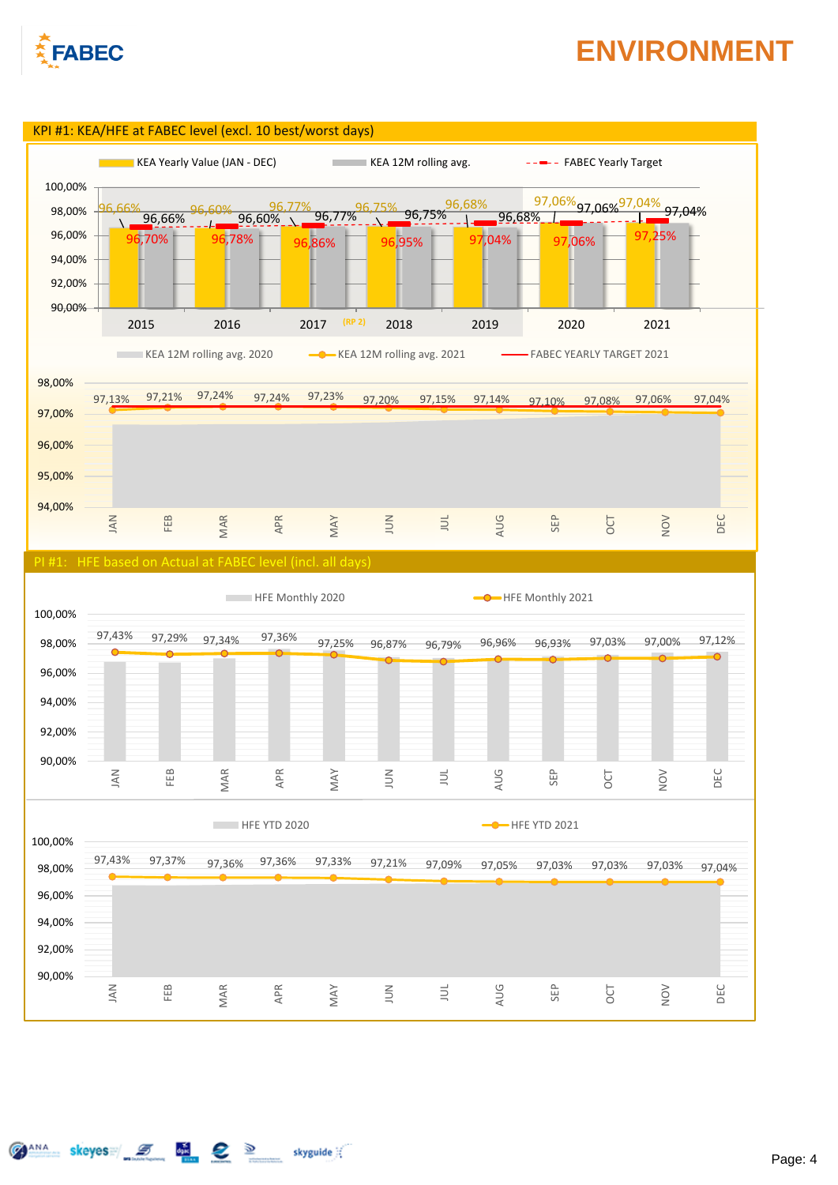# ENVIRONMENT

## KPI #1: KEA/HFE at FABEC level (excl. 10 best/worst days)

| Year | KEA Yearly Value (JAN - DEC) | KEA 12M rolling avg. | FABEC Yearly Target |
|---|---|---|---|
| 2015 | 96,66% | 96,66% | 96,70% |
| 2016 | 96,60% | 96,60% | 96,78% |
| 2017 | 96,77% | 96,77% | 96,86% |
| 2018 (RP 2) | 96,75% | 96,75% | 96,95% |
| 2019 | 96,68% | 96,68% | 97,04% |
| 2020 | 97,06% | 97,06% | 97,06% |
| 2021 | 97,04% | 97,04% | 97,25% |

| Month | JAN | FEB | MAR | APR | MAY | JUN | JUL | AUG | SEP | OCT | NOV | DEC |
|---|---|---|---|---|---|---|---|---|---|---|---|---|
| KEA 12M rolling avg. 2021 | 97,13% | 97,21% | 97,24% | 97,24% | 97,23% | 97,20% | 97,15% | 97,14% | 97,10% | 97,08% | 97,06% | 97,04% |

Legend: KEA 12M rolling avg. 2020; KEA 12M rolling avg. 2021; FABEC YEARLY TARGET 2021

## PI #1: HFE based on Actual at FABEC level (incl. all days)

| Month | JAN | FEB | MAR | APR | MAY | JUN | JUL | AUG | SEP | OCT | NOV | DEC |
|---|---|---|---|---|---|---|---|---|---|---|---|---|
| HFE Monthly 2021 | 97,43% | 97,29% | 97,34% | 97,36% | 97,25% | 96,87% | 96,79% | 96,96% | 96,93% | 97,03% | 97,00% | 97,12% |

Legend: HFE Monthly 2020; HFE Monthly 2021

| Month | JAN | FEB | MAR | APR | MAY | JUN | JUL | AUG | SEP | OCT | NOV | DEC |
|---|---|---|---|---|---|---|---|---|---|---|---|---|
| HFE YTD 2021 | 97,43% | 97,37% | 97,36% | 97,36% | 97,33% | 97,21% | 97,09% | 97,05% | 97,03% | 97,03% | 97,03% | 97,04% |

Legend: HFE YTD 2020; HFE YTD 2021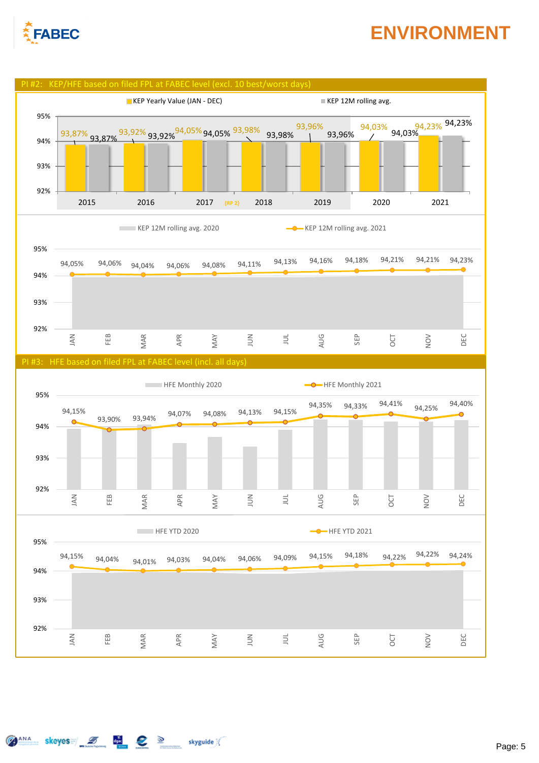# ENVIRONMENT

## PI #2: KEP/HFE based on filed FPL at FABEC level (excl. 10 best/worst days)

| Year | KEP Yearly Value (JAN - DEC) | KEP 12M rolling avg. |
|---|---|---|
| 2015 | 93,87% | 93,87% |
| 2016 | 93,92% | 93,92% |
| 2017 | 94,05% | 94,05% |
| 2018 | 93,98% | 93,98% |
| 2019 | 93,96% | 93,96% |
| 2020 | 94,03% | 94,03% |
| 2021 | 94,23% | 94,23% |

(RP 2)

| | JAN | FEB | MAR | APR | MAY | JUN | JUL | AUG | SEP | OCT | NOV | DEC |
|---|---|---|---|---|---|---|---|---|---|---|---|---|
| KEP 12M rolling avg. 2021 | 94,05% | 94,06% | 94,04% | 94,06% | 94,08% | 94,11% | 94,13% | 94,16% | 94,18% | 94,21% | 94,21% | 94,23% |

KEP 12M rolling avg. 2020

## PI #3: HFE based on filed FPL at FABEC level (incl. all days)

| | JAN | FEB | MAR | APR | MAY | JUN | JUL | AUG | SEP | OCT | NOV | DEC |
|---|---|---|---|---|---|---|---|---|---|---|---|---|
| HFE Monthly 2021 | 94,15% | 93,90% | 93,94% | 94,07% | 94,08% | 94,13% | 94,15% | 94,35% | 94,33% | 94,41% | 94,25% | 94,40% |

HFE Monthly 2020

| | JAN | FEB | MAR | APR | MAY | JUN | JUL | AUG | SEP | OCT | NOV | DEC |
|---|---|---|---|---|---|---|---|---|---|---|---|---|
| HFE YTD 2021 | 94,15% | 94,04% | 94,01% | 94,03% | 94,04% | 94,06% | 94,09% | 94,15% | 94,18% | 94,22% | 94,22% | 94,24% |

HFE YTD 2020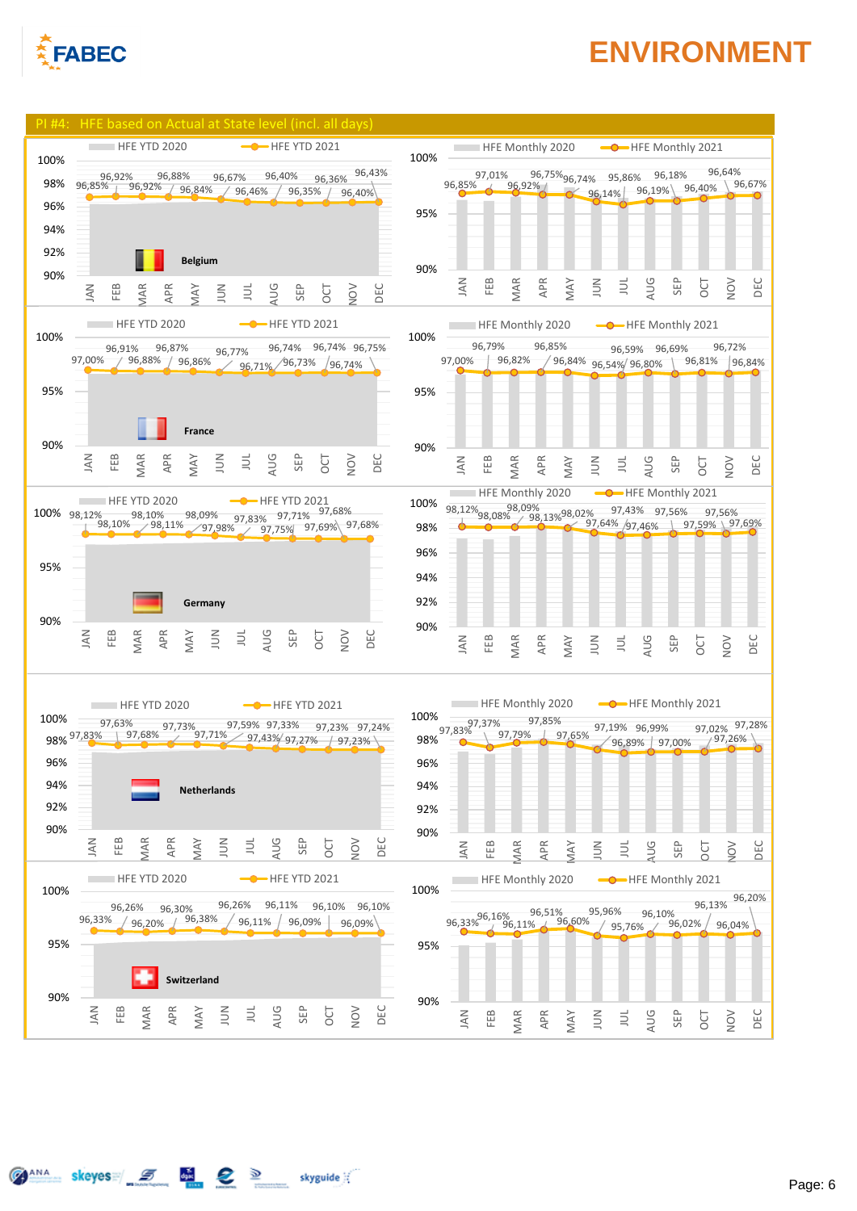# ENVIRONMENT

## PI #4: HFE based on Actual at State level (incl. all days)

### Belgium

| | JAN | FEB | MAR | APR | MAY | JUN | JUL | AUG | SEP | OCT | NOV | DEC |
|---|---|---|---|---|---|---|---|---|---|---|---|---|
| HFE YTD 2021 | 96,85% | 96,92% | 96,92% | 96,88% | 96,84% | 96,67% | 96,46% | 96,40% | 96,35% | 96,36% | 96,40% | 96,43% |
| HFE Monthly 2021 | 96,85% | 97,01% | 96,92% | 96,75% | 96,74% | 96,14% | 95,86% | 96,19% | 96,18% | 96,40% | 96,64% | 96,67% |

### France

| | JAN | FEB | MAR | APR | MAY | JUN | JUL | AUG | SEP | OCT | NOV | DEC |
|---|---|---|---|---|---|---|---|---|---|---|---|---|
| HFE YTD 2021 | 97,00% | 96,91% | 96,88% | 96,87% | 96,86% | 96,77% | 96,71% | 96,74% | 96,73% | 96,74% | 96,74% | 96,75% |
| HFE Monthly 2021 | 97,00% | 96,79% | 96,82% | 96,85% | 96,84% | 96,54% | 96,59% | 96,80% | 96,69% | 96,81% | 96,72% | 96,84% |

### Germany

| | JAN | FEB | MAR | APR | MAY | JUN | JUL | AUG | SEP | OCT | NOV | DEC |
|---|---|---|---|---|---|---|---|---|---|---|---|---|
| HFE YTD 2021 | 98,12% | 98,10% | 98,10% | 98,11% | 98,09% | 97,98% | 97,83% | 97,75% | 97,71% | 97,69% | 97,68% | 97,68% |
| HFE Monthly 2021 | 98,12% | 98,08% | 98,09% | 98,13% | 98,02% | 97,64% | 97,43% | 97,46% | 97,56% | 97,59% | 97,56% | 97,69% |

### Netherlands

| | JAN | FEB | MAR | APR | MAY | JUN | JUL | AUG | SEP | OCT | NOV | DEC |
|---|---|---|---|---|---|---|---|---|---|---|---|---|
| HFE YTD 2021 | 97,83% | 97,63% | 97,68% | 97,73% | 97,71% | 97,59% | 97,43% | 97,33% | 97,27% | 97,23% | 97,23% | 97,24% |
| HFE Monthly 2021 | 97,83% | 97,37% | 97,79% | 97,85% | 97,65% | 97,19% | 96,89% | 96,99% | 97,00% | 97,02% | 97,26% | 97,28% |

### Switzerland

| | JAN | FEB | MAR | APR | MAY | JUN | JUL | AUG | SEP | OCT | NOV | DEC |
|---|---|---|---|---|---|---|---|---|---|---|---|---|
| HFE YTD 2021 | 96,33% | 96,26% | 96,20% | 96,30% | 96,38% | 96,26% | 96,11% | 96,11% | 96,09% | 96,10% | 96,09% | 96,10% |
| HFE Monthly 2021 | 96,33% | 96,16% | 96,11% | 96,51% | 96,60% | 95,96% | 95,76% | 96,10% | 96,02% | 96,13% | 96,04% | 96,20% |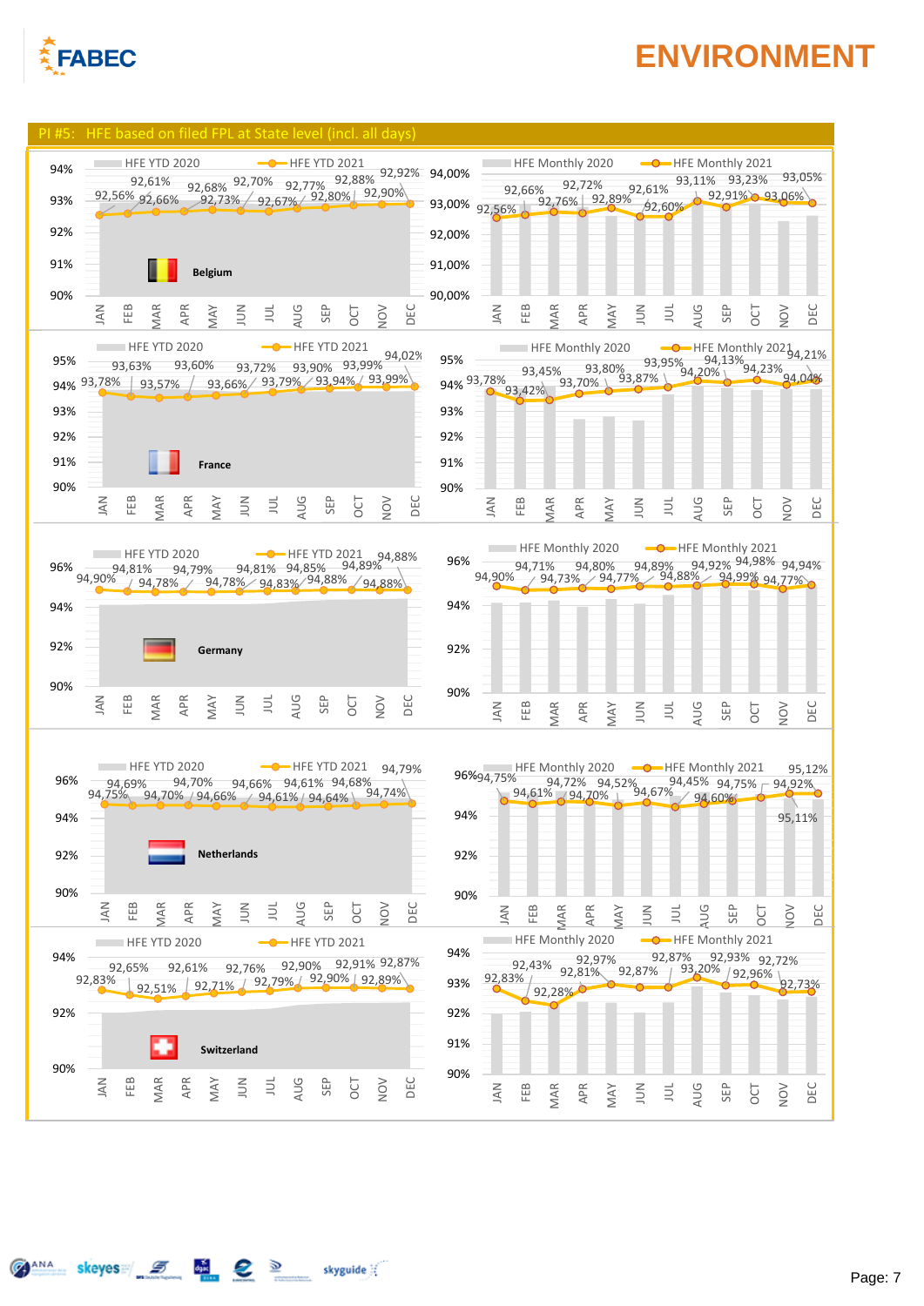# ENVIRONMENT

## PI #5: HFE based on filed FPL at State level (incl. all days)

### Belgium

HFE YTD 2020 / HFE YTD 2021

| | JAN | FEB | MAR | APR | MAY | JUN | JUL | AUG | SEP | OCT | NOV | DEC |
|---|---|---|---|---|---|---|---|---|---|---|---|---|
| HFE YTD 2021 | 92,56% | 92,61% | 92,66% | 92,68% | 92,73% | 92,70% | 92,67% | 92,77% | 92,80% | 92,88% | 92,90% | 92,92% |

HFE Monthly 2020 / HFE Monthly 2021

| | JAN | FEB | MAR | APR | MAY | JUN | JUL | AUG | SEP | OCT | NOV | DEC |
|---|---|---|---|---|---|---|---|---|---|---|---|---|
| HFE Monthly 2021 | 92,56% | 92,66% | 92,76% | 92,72% | 92,89% | 92,61% | 92,60% | 93,11% | 92,91% | 93,23% | 93,06% | 93,05% |

### France

HFE YTD 2020 / HFE YTD 2021

| | JAN | FEB | MAR | APR | MAY | JUN | JUL | AUG | SEP | OCT | NOV | DEC |
|---|---|---|---|---|---|---|---|---|---|---|---|---|
| HFE YTD 2021 | 93,78% | 93,63% | 93,57% | 93,60% | 93,66% | 93,72% | 93,79% | 93,90% | 93,94% | 93,99% | 93,99% | 94,02% |

HFE Monthly 2020 / HFE Monthly 2021

| | JAN | FEB | MAR | APR | MAY | JUN | JUL | AUG | SEP | OCT | NOV | DEC |
|---|---|---|---|---|---|---|---|---|---|---|---|---|
| HFE Monthly 2021 | 93,78% | 93,42% | 93,45% | 93,70% | 93,80% | 93,87% | 93,95% | 94,20% | 94,13% | 94,23% | 94,04% | 94,21% |

### Germany

HFE YTD 2020 / HFE YTD 2021

| | JAN | FEB | MAR | APR | MAY | JUN | JUL | AUG | SEP | OCT | NOV | DEC |
|---|---|---|---|---|---|---|---|---|---|---|---|---|
| HFE YTD 2021 | 94,90% | 94,81% | 94,78% | 94,79% | 94,78% | 94,81% | 94,83% | 94,85% | 94,88% | 94,89% | 94,88% | 94,88% |

HFE Monthly 2020 / HFE Monthly 2021

| | JAN | FEB | MAR | APR | MAY | JUN | JUL | AUG | SEP | OCT | NOV | DEC |
|---|---|---|---|---|---|---|---|---|---|---|---|---|
| HFE Monthly 2021 | 94,90% | 94,71% | 94,73% | 94,80% | 94,77% | 94,89% | 94,88% | 94,92% | 94,99% | 94,98% | 94,77% | 94,94% |

### Netherlands

HFE YTD 2020 / HFE YTD 2021

| | JAN | FEB | MAR | APR | MAY | JUN | JUL | AUG | SEP | OCT | NOV | DEC |
|---|---|---|---|---|---|---|---|---|---|---|---|---|
| HFE YTD 2021 | 94,75% | 94,69% | 94,70% | 94,70% | 94,66% | 94,66% | 94,61% | 94,61% | 94,64% | 94,68% | 94,74% | 94,79% |

HFE Monthly 2020 / HFE Monthly 2021

| | JAN | FEB | MAR | APR | MAY | JUN | JUL | AUG | SEP | OCT | NOV | DEC |
|---|---|---|---|---|---|---|---|---|---|---|---|---|
| HFE Monthly 2021 | 94,75% | 94,61% | 94,72% | 94,70% | 94,52% | 94,67% | 94,45% | 94,60% | 94,75% | 94,92% | 95,11% | 95,12% |

### Switzerland

HFE YTD 2020 / HFE YTD 2021

| | JAN | FEB | MAR | APR | MAY | JUN | JUL | AUG | SEP | OCT | NOV | DEC |
|---|---|---|---|---|---|---|---|---|---|---|---|---|
| HFE YTD 2021 | 92,83% | 92,65% | 92,51% | 92,61% | 92,71% | 92,76% | 92,79% | 92,90% | 92,90% | 92,91% | 92,89% | 92,87% |

HFE Monthly 2020 / HFE Monthly 2021

| | JAN | FEB | MAR | APR | MAY | JUN | JUL | AUG | SEP | OCT | NOV | DEC |
|---|---|---|---|---|---|---|---|---|---|---|---|---|
| HFE Monthly 2021 | 92,83% | 92,43% | 92,28% | 92,81% | 92,97% | 92,87% | 92,87% | 93,20% | 92,93% | 92,96% | 92,72% | 92,73% |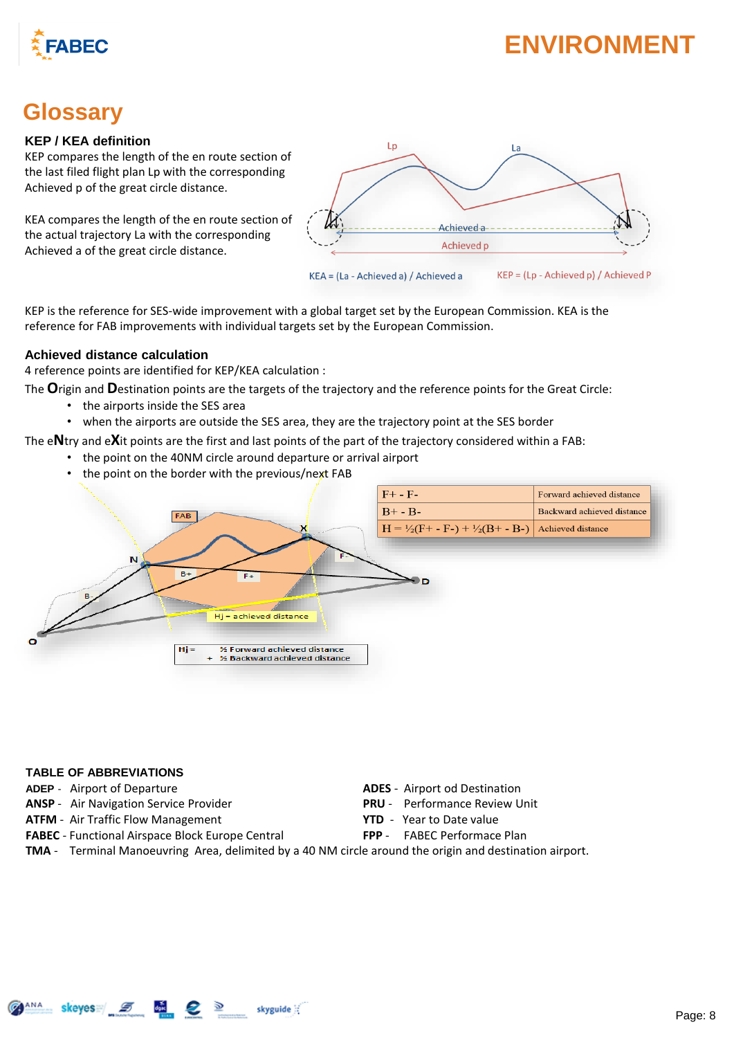# Glossary

### KEP / KEA definition

KEP compares the length of the en route section of the last filed flight plan Lp with the corresponding Achieved p of the great circle distance.

KEA compares the length of the en route section of the actual trajectory La with the corresponding Achieved a of the great circle distance.

KEA = (La - Achieved a) / Achieved a

KEP = (Lp - Achieved p) / Achieved P

KEP is the reference for SES-wide improvement with a global target set by the European Commission. KEA is the reference for FAB improvements with individual targets set by the European Commission.

### Achieved distance calculation

4 reference points are identified for KEP/KEA calculation :

The **O**rigin and **D**estination points are the targets of the trajectory and the reference points for the Great Circle:

- the airports inside the SES area
- when the airports are outside the SES area, they are the trajectory point at the SES border

The e**N**try and e**X**it points are the first and last points of the part of the trajectory considered within a FAB:

- the point on the 40NM circle around departure or arrival airport
- the point on the border with the previous/next FAB

| | |
|---|---|
| F+ - F- | Forward achieved distance |
| B+ - B- | Backward achieved distance |
| H = ½(F+ - F-) + ½(B+ - B-) | Achieved distance |

Hj = ½ Forward achieved distance + ½ Backward achieved distance

### TABLE OF ABBREVIATIONS

**ADEP** - Airport of Departure

**ANSP** - Air Navigation Service Provider

**ATFM** - Air Traffic Flow Management

**FABEC** - Functional Airspace Block Europe Central

**ADES** - Airport od Destination

**PRU** - Performance Review Unit

**YTD** - Year to Date value

**FPP** - FABEC Performance Plan

**TMA** - Terminal Manoeuvring Area, delimited by a 40 NM circle around the origin and destination airport.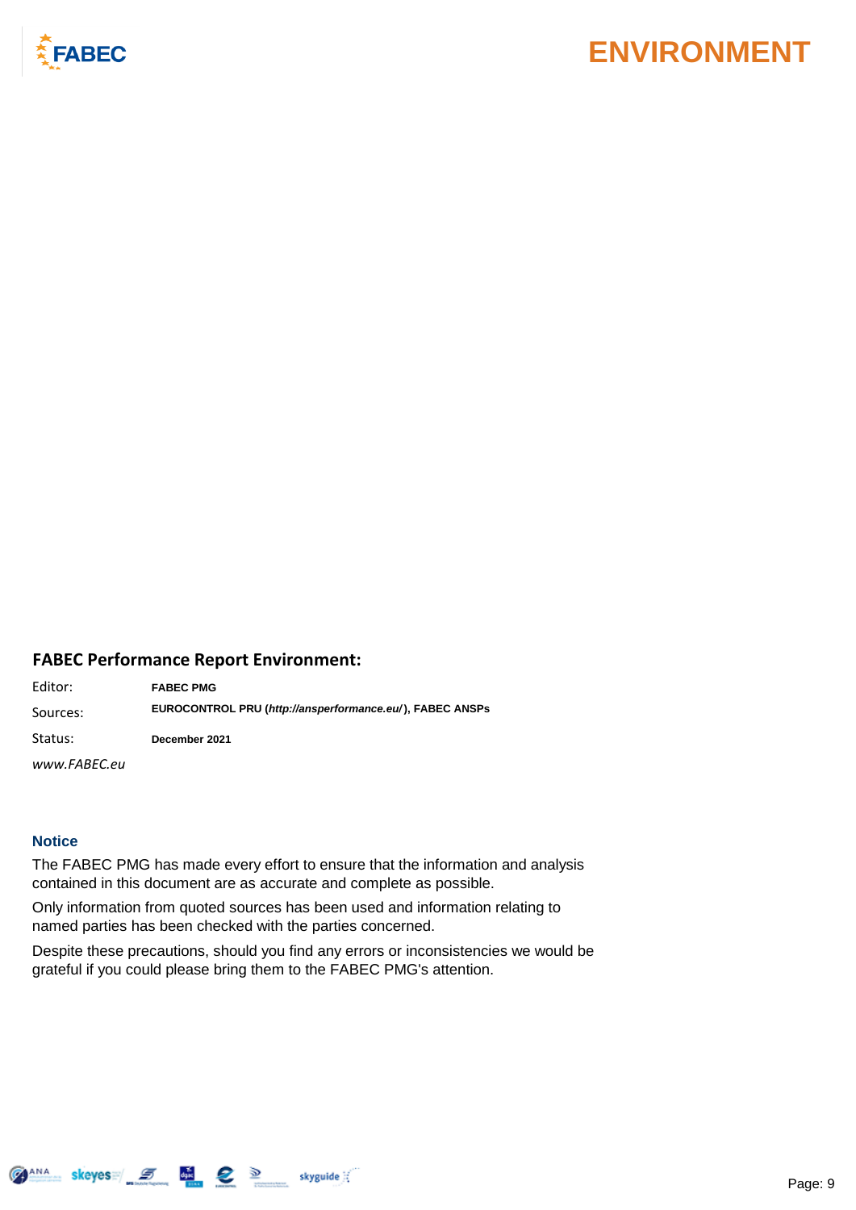## FABEC Performance Report Environment:

| | |
|---|---|
| Editor: | **FABEC PMG** |
| Sources: | **EUROCONTROL PRU (*http://ansperformance.eu/*), FABEC ANSPs** |
| Status: | **December 2021** |

*www.FABEC.eu*

### Notice

The FABEC PMG has made every effort to ensure that the information and analysis contained in this document are as accurate and complete as possible.

Only information from quoted sources has been used and information relating to named parties has been checked with the parties concerned.

Despite these precautions, should you find any errors or inconsistencies we would be grateful if you could please bring them to the FABEC PMG's attention.